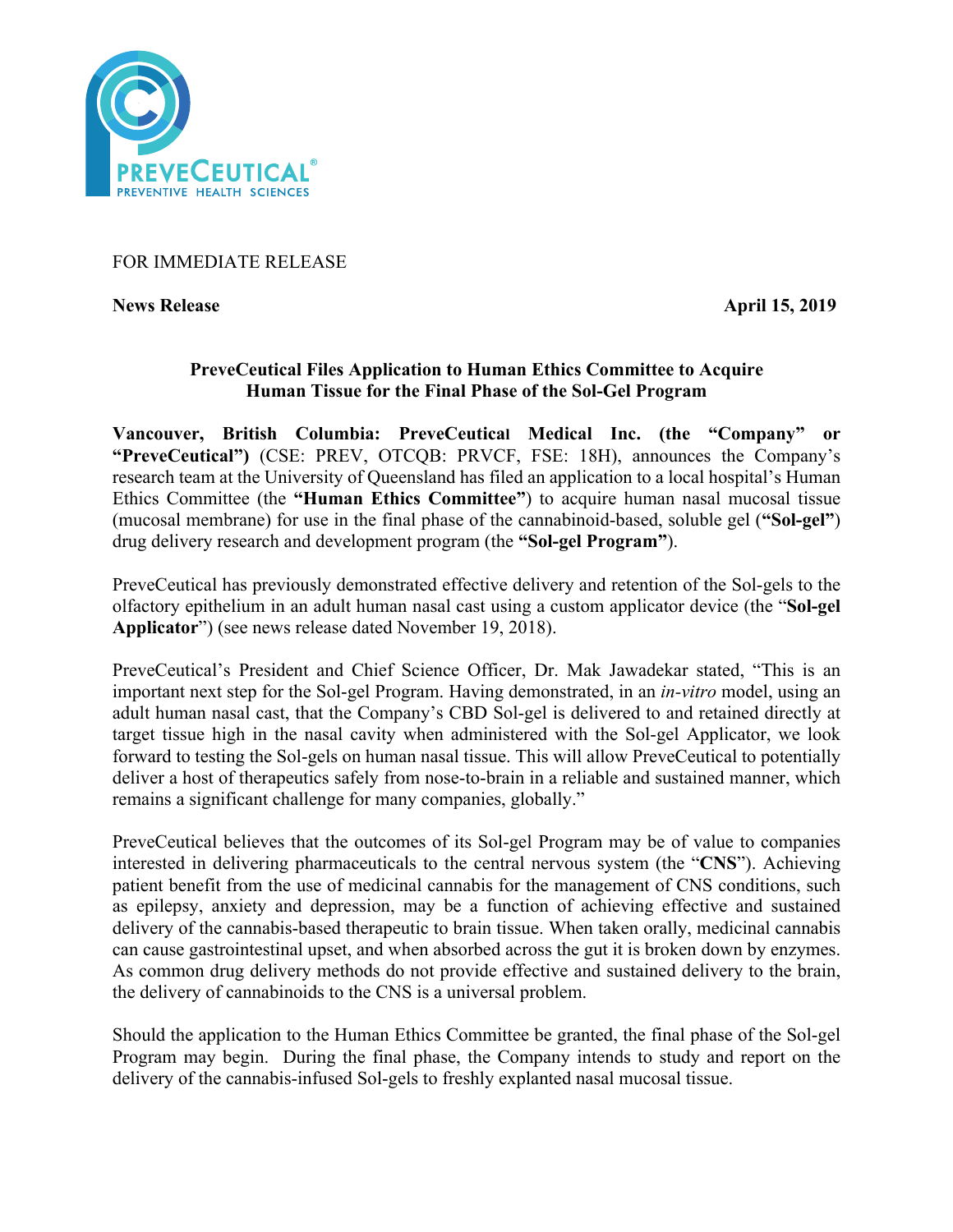FOR IMMEDIATE RELEASE

**News Release** **April 15, 2019**

## PreveCeutical Files Application to Human Ethics Committee to Acquire Human Tissue for the Final Phase of the Sol-Gel Program

**Vancouver, British Columbia: PreveCeutical Medical Inc. (the "Company" or "PreveCeutical")** (CSE: PREV, OTCQB: PRVCF, FSE: 18H), announces the Company's research team at the University of Queensland has filed an application to a local hospital's Human Ethics Committee (the **"Human Ethics Committee"**) to acquire human nasal mucosal tissue (mucosal membrane) for use in the final phase of the cannabinoid-based, soluble gel (**"Sol-gel"**) drug delivery research and development program (the **"Sol-gel Program"**).

PreveCeutical has previously demonstrated effective delivery and retention of the Sol-gels to the olfactory epithelium in an adult human nasal cast using a custom applicator device (the "**Sol-gel Applicator**") (see news release dated November 19, 2018).

PreveCeutical's President and Chief Science Officer, Dr. Mak Jawadekar stated, "This is an important next step for the Sol-gel Program. Having demonstrated, in an *in-vitro* model, using an adult human nasal cast, that the Company's CBD Sol-gel is delivered to and retained directly at target tissue high in the nasal cavity when administered with the Sol-gel Applicator, we look forward to testing the Sol-gels on human nasal tissue. This will allow PreveCeutical to potentially deliver a host of therapeutics safely from nose-to-brain in a reliable and sustained manner, which remains a significant challenge for many companies, globally."

PreveCeutical believes that the outcomes of its Sol-gel Program may be of value to companies interested in delivering pharmaceuticals to the central nervous system (the "**CNS**"). Achieving patient benefit from the use of medicinal cannabis for the management of CNS conditions, such as epilepsy, anxiety and depression, may be a function of achieving effective and sustained delivery of the cannabis-based therapeutic to brain tissue. When taken orally, medicinal cannabis can cause gastrointestinal upset, and when absorbed across the gut it is broken down by enzymes. As common drug delivery methods do not provide effective and sustained delivery to the brain, the delivery of cannabinoids to the CNS is a universal problem.

Should the application to the Human Ethics Committee be granted, the final phase of the Sol-gel Program may begin. During the final phase, the Company intends to study and report on the delivery of the cannabis-infused Sol-gels to freshly explanted nasal mucosal tissue.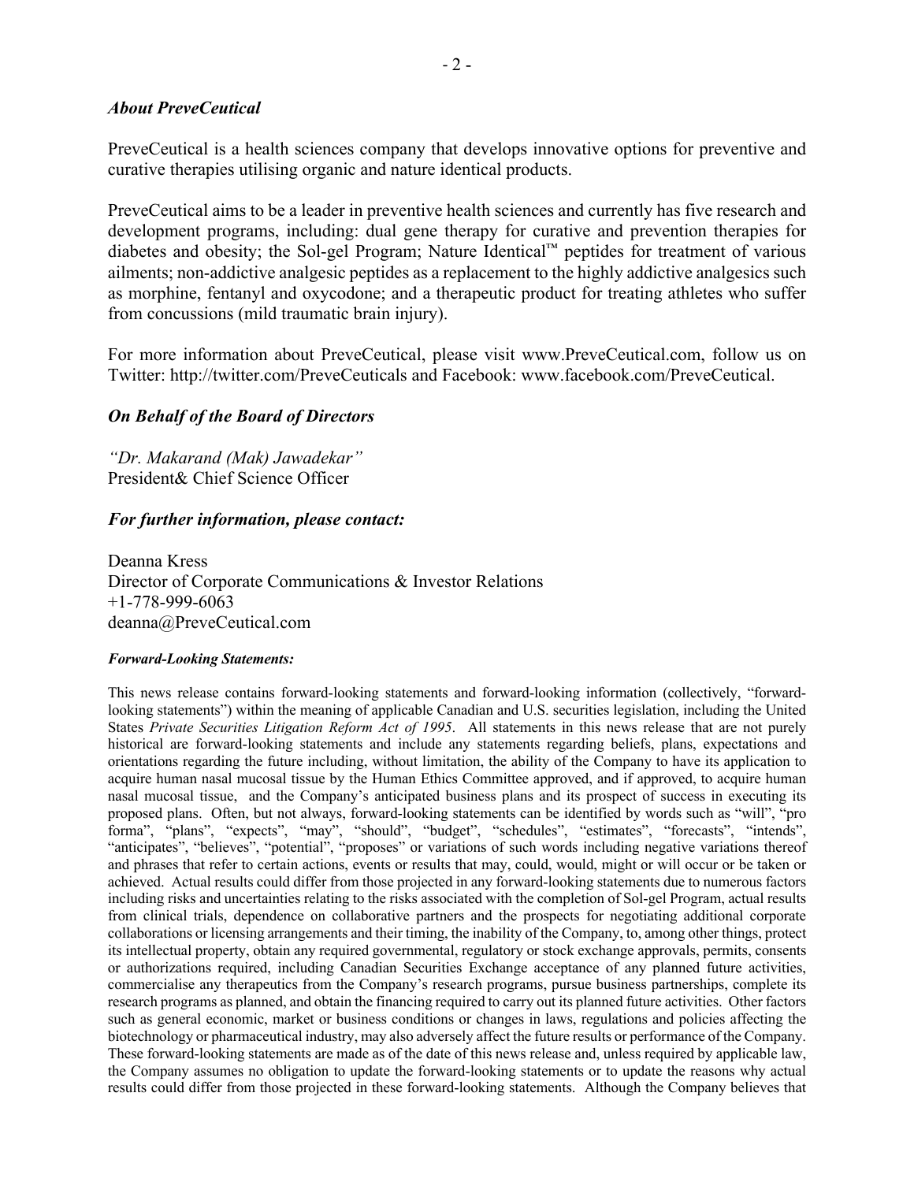### *About PreveCeutical*

PreveCeutical is a health sciences company that develops innovative options for preventive and curative therapies utilising organic and nature identical products.

PreveCeutical aims to be a leader in preventive health sciences and currently has five research and development programs, including: dual gene therapy for curative and prevention therapies for diabetes and obesity; the Sol-gel Program; Nature Identical™ peptides for treatment of various ailments; non-addictive analgesic peptides as a replacement to the highly addictive analgesics such as morphine, fentanyl and oxycodone; and a therapeutic product for treating athletes who suffer from concussions (mild traumatic brain injury).

For more information about PreveCeutical, please visit www.PreveCeutical.com, follow us on Twitter: http://twitter.com/PreveCeuticals and Facebook: www.facebook.com/PreveCeutical.

### *On Behalf of the Board of Directors*

*"Dr. Makarand (Mak) Jawadekar"*
President& Chief Science Officer

### *For further information, please contact:*

Deanna Kress
Director of Corporate Communications & Investor Relations
+1-778-999-6063
deanna@PreveCeutical.com

***Forward-Looking Statements:***

This news release contains forward-looking statements and forward-looking information (collectively, "forward-looking statements") within the meaning of applicable Canadian and U.S. securities legislation, including the United States *Private Securities Litigation Reform Act of 1995*. All statements in this news release that are not purely historical are forward-looking statements and include any statements regarding beliefs, plans, expectations and orientations regarding the future including, without limitation, the ability of the Company to have its application to acquire human nasal mucosal tissue by the Human Ethics Committee approved, and if approved, to acquire human nasal mucosal tissue, and the Company's anticipated business plans and its prospect of success in executing its proposed plans. Often, but not always, forward-looking statements can be identified by words such as "will", "pro forma", "plans", "expects", "may", "should", "budget", "schedules", "estimates", "forecasts", "intends", "anticipates", "believes", "potential", "proposes" or variations of such words including negative variations thereof and phrases that refer to certain actions, events or results that may, could, would, might or will occur or be taken or achieved. Actual results could differ from those projected in any forward-looking statements due to numerous factors including risks and uncertainties relating to the risks associated with the completion of Sol-gel Program, actual results from clinical trials, dependence on collaborative partners and the prospects for negotiating additional corporate collaborations or licensing arrangements and their timing, the inability of the Company, to, among other things, protect its intellectual property, obtain any required governmental, regulatory or stock exchange approvals, permits, consents or authorizations required, including Canadian Securities Exchange acceptance of any planned future activities, commercialise any therapeutics from the Company's research programs, pursue business partnerships, complete its research programs as planned, and obtain the financing required to carry out its planned future activities. Other factors such as general economic, market or business conditions or changes in laws, regulations and policies affecting the biotechnology or pharmaceutical industry, may also adversely affect the future results or performance of the Company. These forward-looking statements are made as of the date of this news release and, unless required by applicable law, the Company assumes no obligation to update the forward-looking statements or to update the reasons why actual results could differ from those projected in these forward-looking statements. Although the Company believes that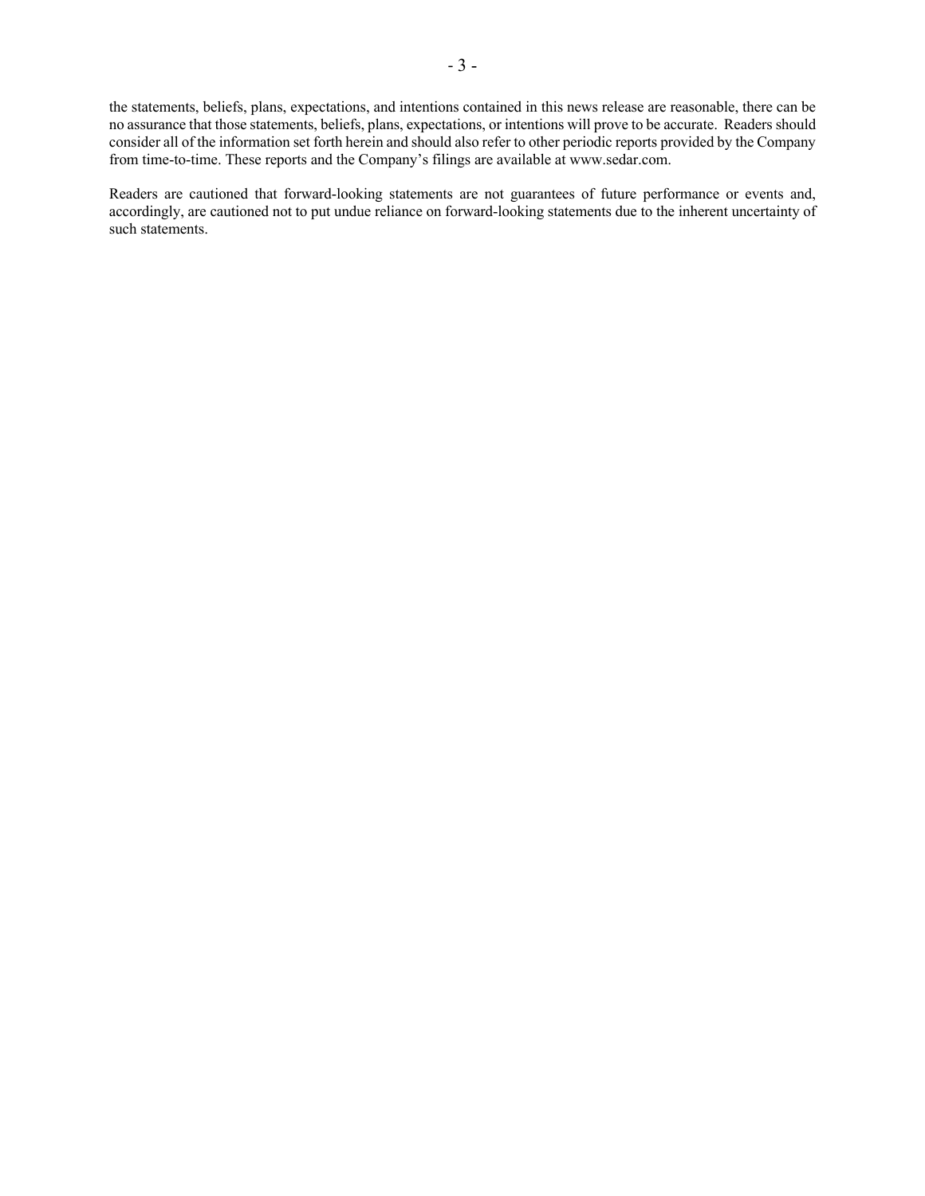the statements, beliefs, plans, expectations, and intentions contained in this news release are reasonable, there can be no assurance that those statements, beliefs, plans, expectations, or intentions will prove to be accurate. Readers should consider all of the information set forth herein and should also refer to other periodic reports provided by the Company from time-to-time. These reports and the Company's filings are available at www.sedar.com.

Readers are cautioned that forward-looking statements are not guarantees of future performance or events and, accordingly, are cautioned not to put undue reliance on forward-looking statements due to the inherent uncertainty of such statements.